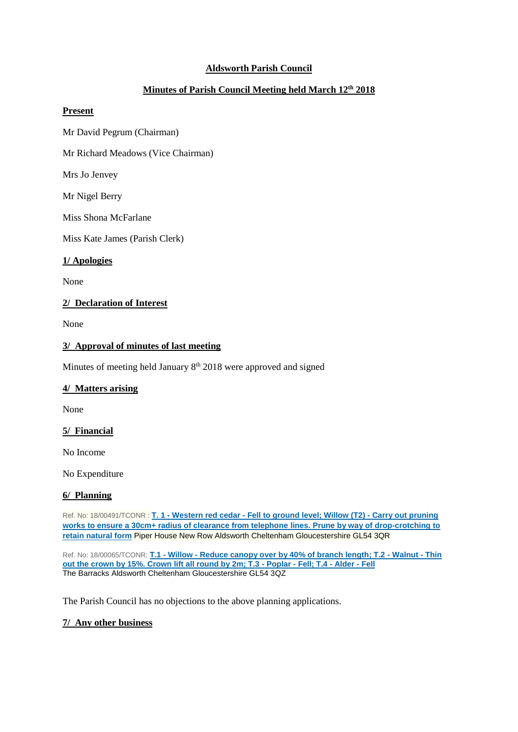# Aldsworth Parish Council

## Minutes of Parish Council Meeting held March 12th 2018

**Present**

Mr David Pegrum (Chairman)

Mr Richard Meadows (Vice Chairman)

Mrs Jo Jenvey

Mr Nigel Berry

Miss Shona McFarlane

Miss Kate James (Parish Clerk)

**1/ Apologies**

None

**2/ Declaration of Interest**

None

**3/ Approval of minutes of last meeting**

Minutes of meeting held January 8th 2018 were approved and signed

**4/ Matters arising**

None

**5/ Financial**

No Income

No Expenditure

**6/ Planning**

Ref. No: 18/00491/TCONR : **T. 1 - Western red cedar - Fell to ground level; Willow (T2) - Carry out pruning works to ensure a 30cm+ radius of clearance from telephone lines. Prune by way of drop-crotching to retain natural form** Piper House New Row Aldsworth Cheltenham Gloucestershire GL54 3QR

Ref. No: 18/00065/TCONR: **T.1 - Willow - Reduce canopy over by 40% of branch length; T.2 - Walnut - Thin out the crown by 15%. Crown lift all round by 2m; T.3 - Poplar - Fell; T.4 - Alder - Fell**
The Barracks Aldsworth Cheltenham Gloucestershire GL54 3QZ

The Parish Council has no objections to the above planning applications.

**7/ Any other business**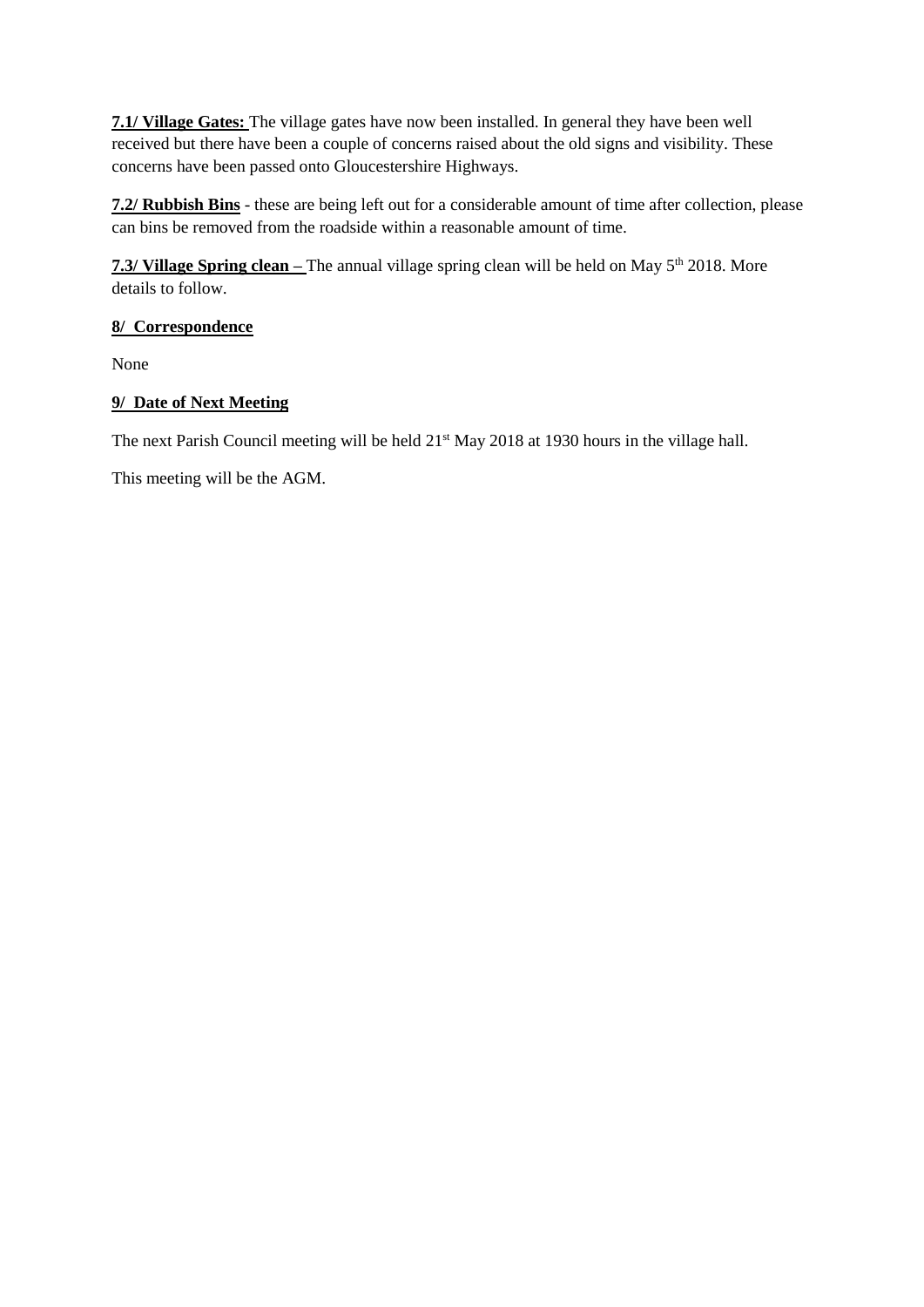**7.1/ Village Gates:** The village gates have now been installed. In general they have been well received but there have been a couple of concerns raised about the old signs and visibility. These concerns have been passed onto Gloucestershire Highways.

**7.2/ Rubbish Bins** - these are being left out for a considerable amount of time after collection, please can bins be removed from the roadside within a reasonable amount of time.

**7.3/ Village Spring clean –** The annual village spring clean will be held on May 5th 2018. More details to follow.

**8/ Correspondence**

None

**9/ Date of Next Meeting**

The next Parish Council meeting will be held 21st May 2018 at 1930 hours in the village hall.

This meeting will be the AGM.